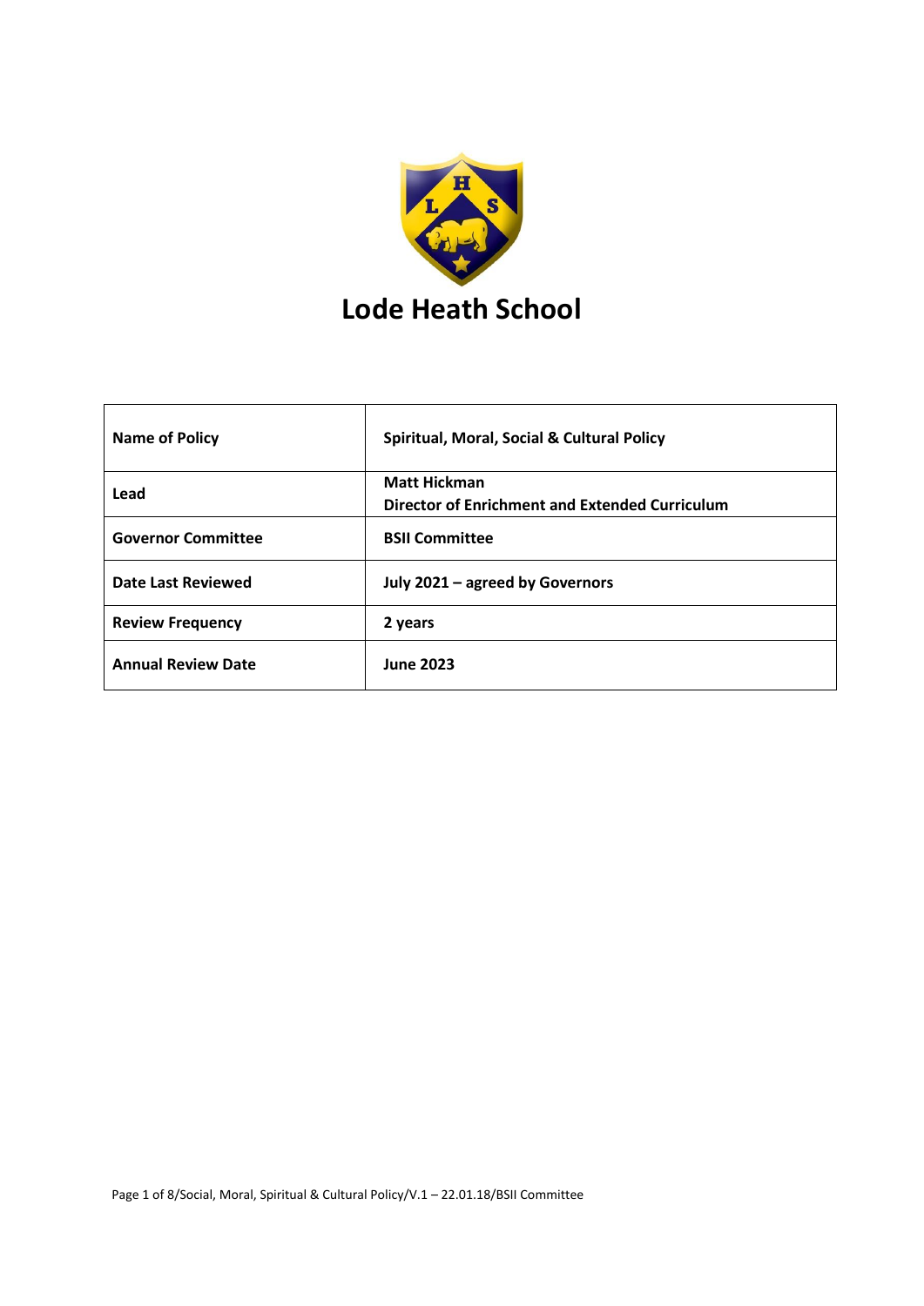# Lode Heath School

| Name of Policy | Spiritual, Moral, Social & Cultural Policy |
|---|---|
| Lead | Matt Hickman<br>Director of Enrichment and Extended Curriculum |
| Governor Committee | BSII Committee |
| Date Last Reviewed | July 2021 – agreed by Governors |
| Review Frequency | 2 years |
| Annual Review Date | June 2023 |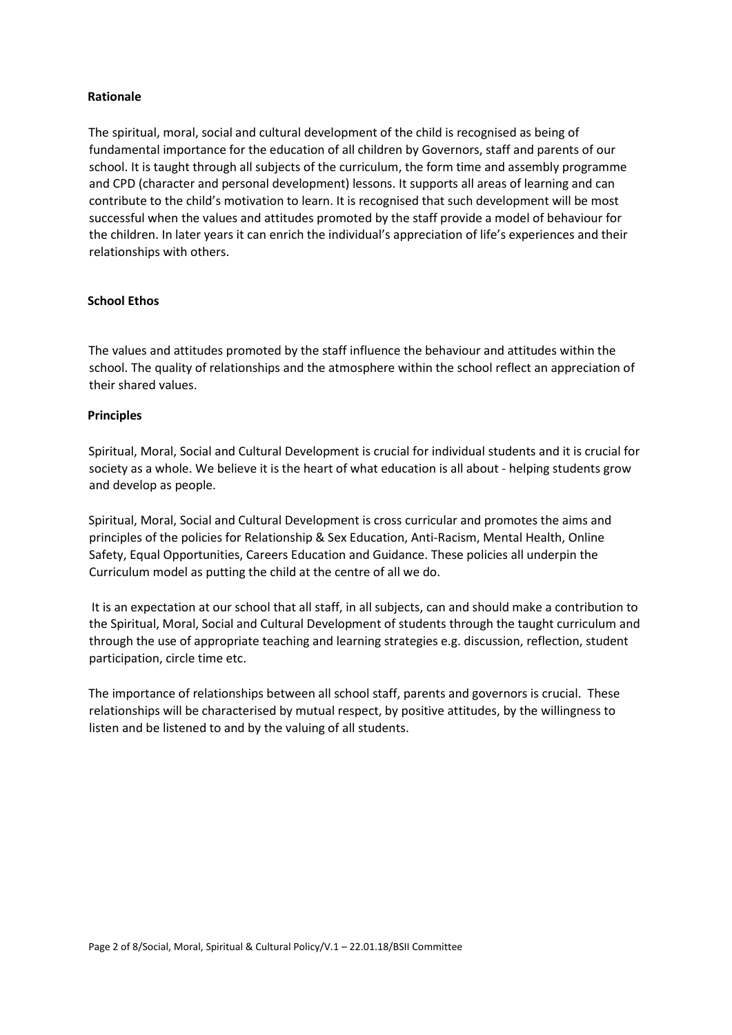## Rationale

The spiritual, moral, social and cultural development of the child is recognised as being of fundamental importance for the education of all children by Governors, staff and parents of our school. It is taught through all subjects of the curriculum, the form time and assembly programme and CPD (character and personal development) lessons. It supports all areas of learning and can contribute to the child's motivation to learn. It is recognised that such development will be most successful when the values and attitudes promoted by the staff provide a model of behaviour for the children. In later years it can enrich the individual's appreciation of life's experiences and their relationships with others.

## School Ethos

The values and attitudes promoted by the staff influence the behaviour and attitudes within the school. The quality of relationships and the atmosphere within the school reflect an appreciation of their shared values.

## Principles

Spiritual, Moral, Social and Cultural Development is crucial for individual students and it is crucial for society as a whole. We believe it is the heart of what education is all about - helping students grow and develop as people.

Spiritual, Moral, Social and Cultural Development is cross curricular and promotes the aims and principles of the policies for Relationship & Sex Education, Anti-Racism, Mental Health, Online Safety, Equal Opportunities, Careers Education and Guidance. These policies all underpin the Curriculum model as putting the child at the centre of all we do.

It is an expectation at our school that all staff, in all subjects, can and should make a contribution to the Spiritual, Moral, Social and Cultural Development of students through the taught curriculum and through the use of appropriate teaching and learning strategies e.g. discussion, reflection, student participation, circle time etc.

The importance of relationships between all school staff, parents and governors is crucial. These relationships will be characterised by mutual respect, by positive attitudes, by the willingness to listen and be listened to and by the valuing of all students.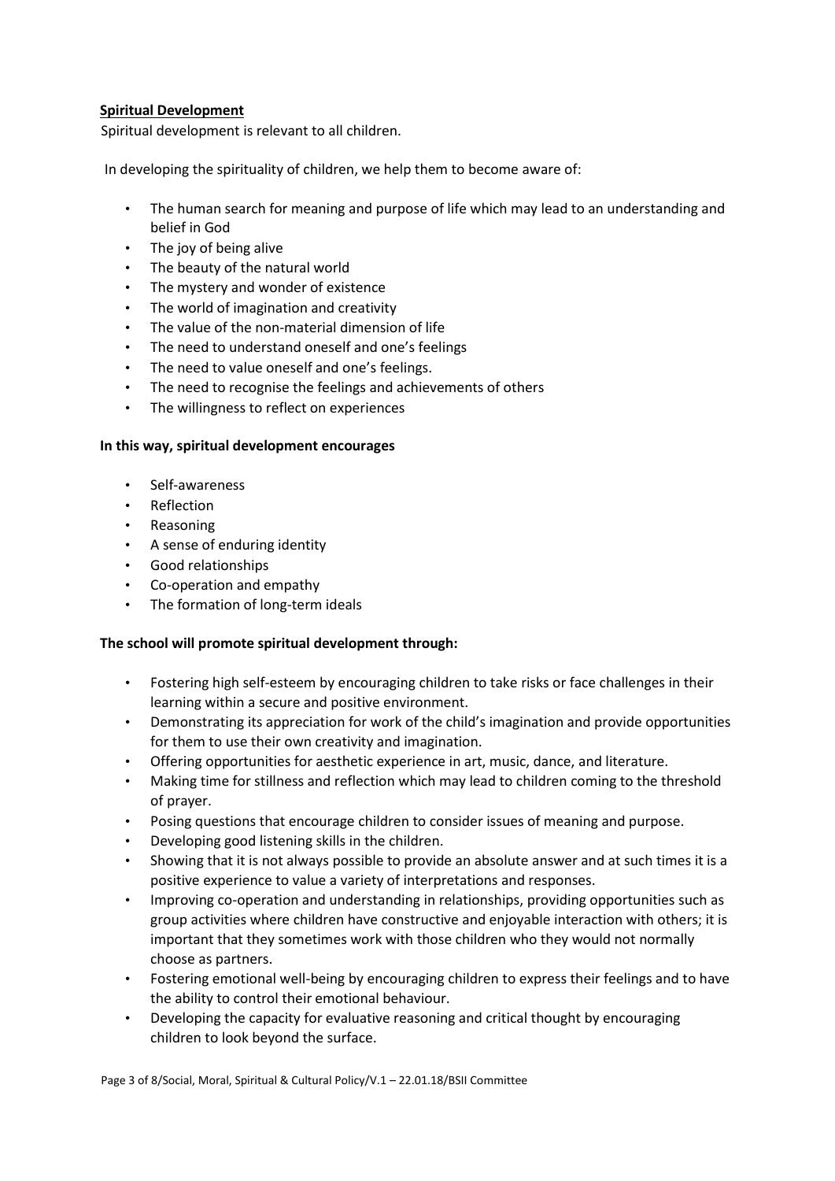**<u>Spiritual Development</u>**

Spiritual development is relevant to all children.

In developing the spirituality of children, we help them to become aware of:

- The human search for meaning and purpose of life which may lead to an understanding and belief in God
- The joy of being alive
- The beauty of the natural world
- The mystery and wonder of existence
- The world of imagination and creativity
- The value of the non-material dimension of life
- The need to understand oneself and one's feelings
- The need to value oneself and one's feelings.
- The need to recognise the feelings and achievements of others
- The willingness to reflect on experiences

**In this way, spiritual development encourages**

- Self-awareness
- Reflection
- Reasoning
- A sense of enduring identity
- Good relationships
- Co-operation and empathy
- The formation of long-term ideals

**The school will promote spiritual development through:**

- Fostering high self-esteem by encouraging children to take risks or face challenges in their learning within a secure and positive environment.
- Demonstrating its appreciation for work of the child's imagination and provide opportunities for them to use their own creativity and imagination.
- Offering opportunities for aesthetic experience in art, music, dance, and literature.
- Making time for stillness and reflection which may lead to children coming to the threshold of prayer.
- Posing questions that encourage children to consider issues of meaning and purpose.
- Developing good listening skills in the children.
- Showing that it is not always possible to provide an absolute answer and at such times it is a positive experience to value a variety of interpretations and responses.
- Improving co-operation and understanding in relationships, providing opportunities such as group activities where children have constructive and enjoyable interaction with others; it is important that they sometimes work with those children who they would not normally choose as partners.
- Fostering emotional well-being by encouraging children to express their feelings and to have the ability to control their emotional behaviour.
- Developing the capacity for evaluative reasoning and critical thought by encouraging children to look beyond the surface.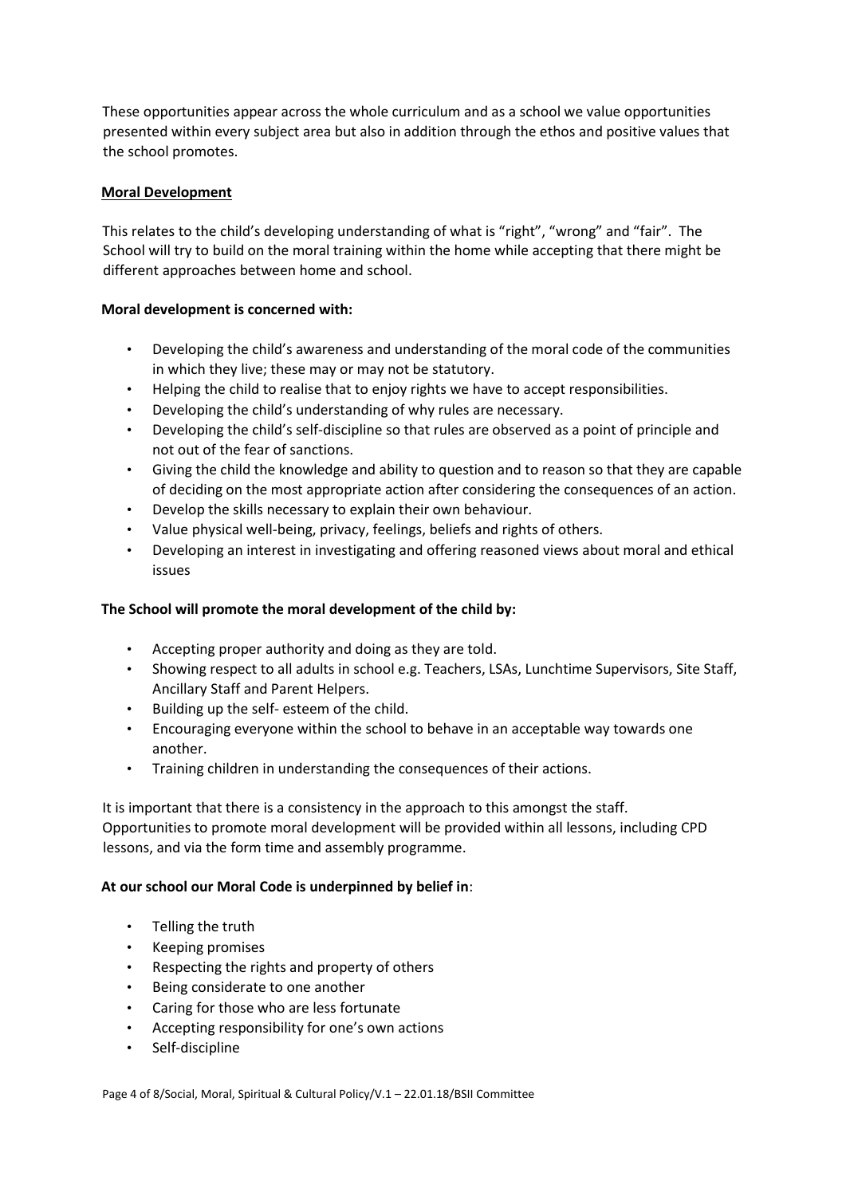These opportunities appear across the whole curriculum and as a school we value opportunities presented within every subject area but also in addition through the ethos and positive values that the school promotes.

## Moral Development

This relates to the child's developing understanding of what is "right", "wrong" and "fair". The School will try to build on the moral training within the home while accepting that there might be different approaches between home and school.

**Moral development is concerned with:**

- Developing the child's awareness and understanding of the moral code of the communities in which they live; these may or may not be statutory.
- Helping the child to realise that to enjoy rights we have to accept responsibilities.
- Developing the child's understanding of why rules are necessary.
- Developing the child's self-discipline so that rules are observed as a point of principle and not out of the fear of sanctions.
- Giving the child the knowledge and ability to question and to reason so that they are capable of deciding on the most appropriate action after considering the consequences of an action.
- Develop the skills necessary to explain their own behaviour.
- Value physical well-being, privacy, feelings, beliefs and rights of others.
- Developing an interest in investigating and offering reasoned views about moral and ethical issues

**The School will promote the moral development of the child by:**

- Accepting proper authority and doing as they are told.
- Showing respect to all adults in school e.g. Teachers, LSAs, Lunchtime Supervisors, Site Staff, Ancillary Staff and Parent Helpers.
- Building up the self- esteem of the child.
- Encouraging everyone within the school to behave in an acceptable way towards one another.
- Training children in understanding the consequences of their actions.

It is important that there is a consistency in the approach to this amongst the staff. Opportunities to promote moral development will be provided within all lessons, including CPD lessons, and via the form time and assembly programme.

**At our school our Moral Code is underpinned by belief in**:

- Telling the truth
- Keeping promises
- Respecting the rights and property of others
- Being considerate to one another
- Caring for those who are less fortunate
- Accepting responsibility for one's own actions
- Self-discipline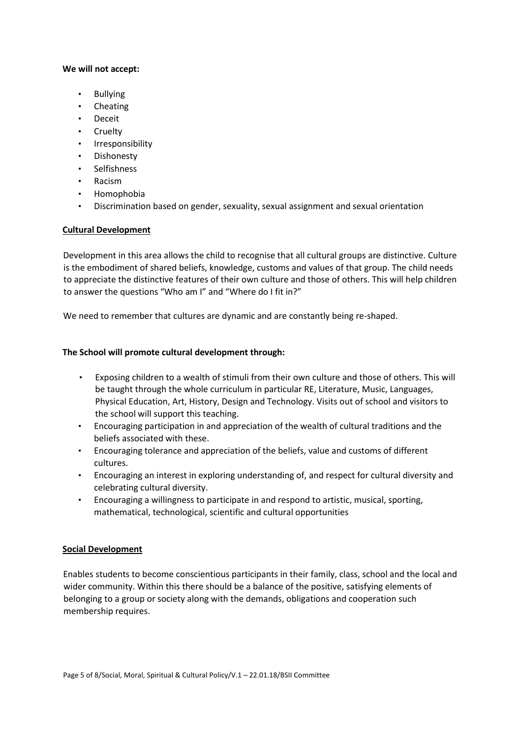**We will not accept:**

- Bullying
- Cheating
- Deceit
- Cruelty
- Irresponsibility
- Dishonesty
- Selfishness
- Racism
- Homophobia
- Discrimination based on gender, sexuality, sexual assignment and sexual orientation

## Cultural Development

Development in this area allows the child to recognise that all cultural groups are distinctive. Culture is the embodiment of shared beliefs, knowledge, customs and values of that group. The child needs to appreciate the distinctive features of their own culture and those of others. This will help children to answer the questions "Who am I" and "Where do I fit in?"

We need to remember that cultures are dynamic and are constantly being re-shaped.

**The School will promote cultural development through:**

- Exposing children to a wealth of stimuli from their own culture and those of others. This will be taught through the whole curriculum in particular RE, Literature, Music, Languages, Physical Education, Art, History, Design and Technology. Visits out of school and visitors to the school will support this teaching.
- Encouraging participation in and appreciation of the wealth of cultural traditions and the beliefs associated with these.
- Encouraging tolerance and appreciation of the beliefs, value and customs of different cultures.
- Encouraging an interest in exploring understanding of, and respect for cultural diversity and celebrating cultural diversity.
- Encouraging a willingness to participate in and respond to artistic, musical, sporting, mathematical, technological, scientific and cultural opportunities

## Social Development

Enables students to become conscientious participants in their family, class, school and the local and wider community. Within this there should be a balance of the positive, satisfying elements of belonging to a group or society along with the demands, obligations and cooperation such membership requires.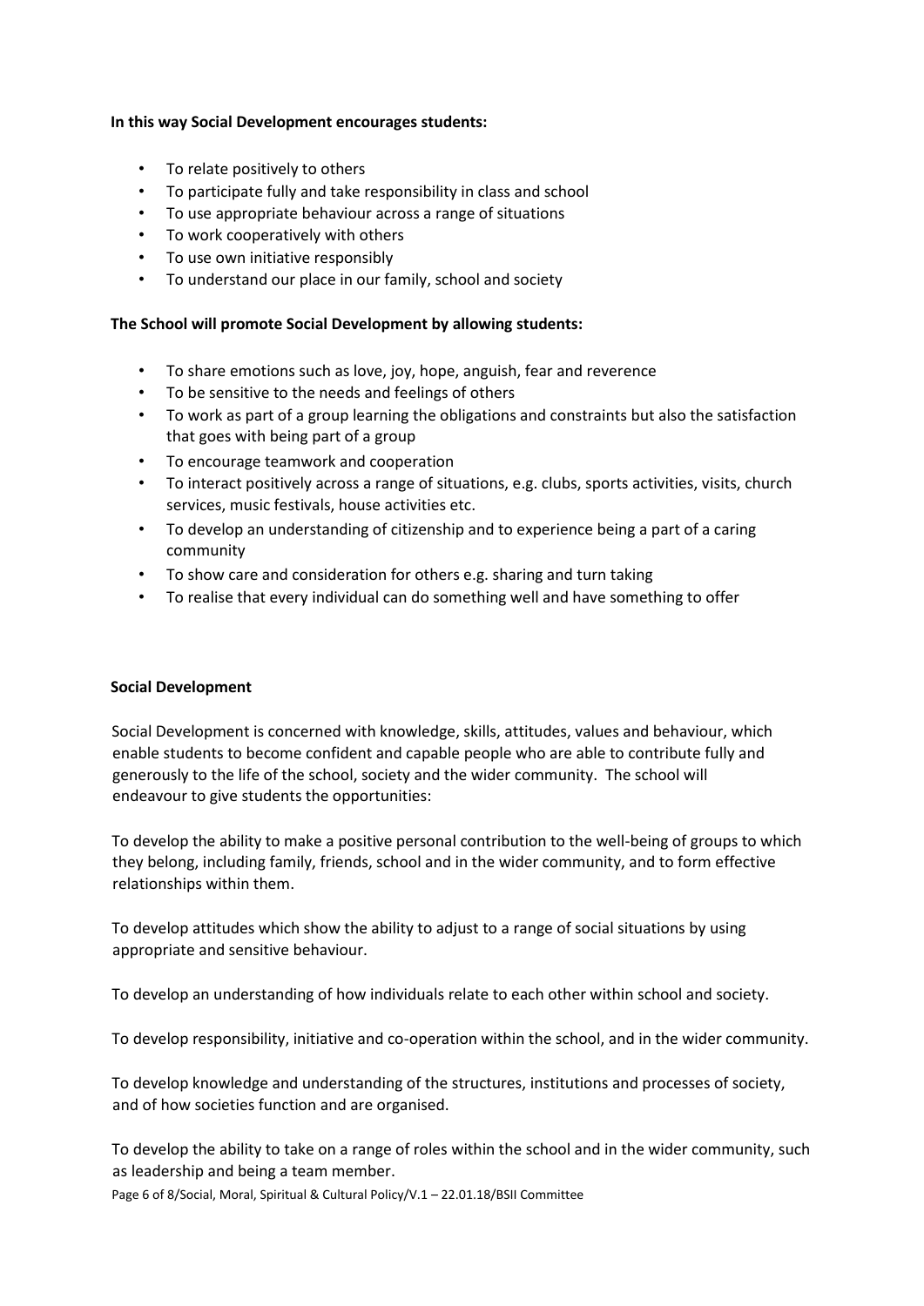**In this way Social Development encourages students:**

- To relate positively to others
- To participate fully and take responsibility in class and school
- To use appropriate behaviour across a range of situations
- To work cooperatively with others
- To use own initiative responsibly
- To understand our place in our family, school and society

**The School will promote Social Development by allowing students:**

- To share emotions such as love, joy, hope, anguish, fear and reverence
- To be sensitive to the needs and feelings of others
- To work as part of a group learning the obligations and constraints but also the satisfaction that goes with being part of a group
- To encourage teamwork and cooperation
- To interact positively across a range of situations, e.g. clubs, sports activities, visits, church services, music festivals, house activities etc.
- To develop an understanding of citizenship and to experience being a part of a caring community
- To show care and consideration for others e.g. sharing and turn taking
- To realise that every individual can do something well and have something to offer

**Social Development**

Social Development is concerned with knowledge, skills, attitudes, values and behaviour, which enable students to become confident and capable people who are able to contribute fully and generously to the life of the school, society and the wider community. The school will endeavour to give students the opportunities:

To develop the ability to make a positive personal contribution to the well-being of groups to which they belong, including family, friends, school and in the wider community, and to form effective relationships within them.

To develop attitudes which show the ability to adjust to a range of social situations by using appropriate and sensitive behaviour.

To develop an understanding of how individuals relate to each other within school and society.

To develop responsibility, initiative and co-operation within the school, and in the wider community.

To develop knowledge and understanding of the structures, institutions and processes of society, and of how societies function and are organised.

To develop the ability to take on a range of roles within the school and in the wider community, such as leadership and being a team member.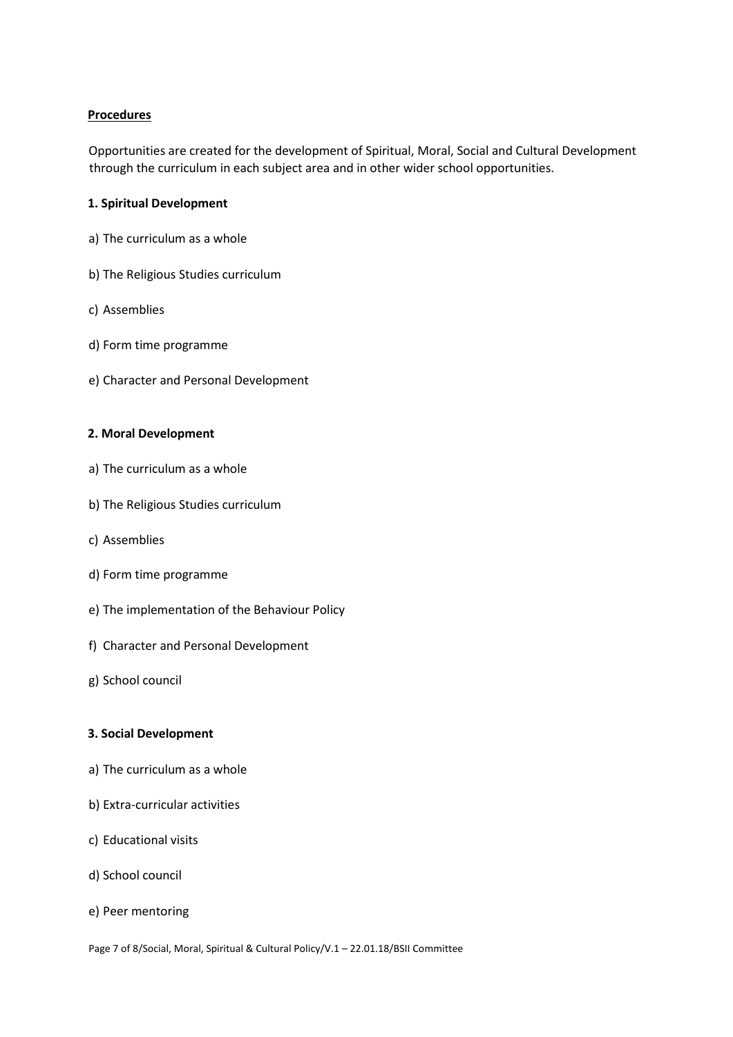**Procedures**

Opportunities are created for the development of Spiritual, Moral, Social and Cultural Development through the curriculum in each subject area and in other wider school opportunities.

**1. Spiritual Development**

a) The curriculum as a whole

b) The Religious Studies curriculum

c) Assemblies

d) Form time programme

e) Character and Personal Development

**2. Moral Development**

a) The curriculum as a whole

b) The Religious Studies curriculum

c) Assemblies

d) Form time programme

e) The implementation of the Behaviour Policy

f) Character and Personal Development

g) School council

**3. Social Development**

a) The curriculum as a whole

b) Extra-curricular activities

c) Educational visits

d) School council

e) Peer mentoring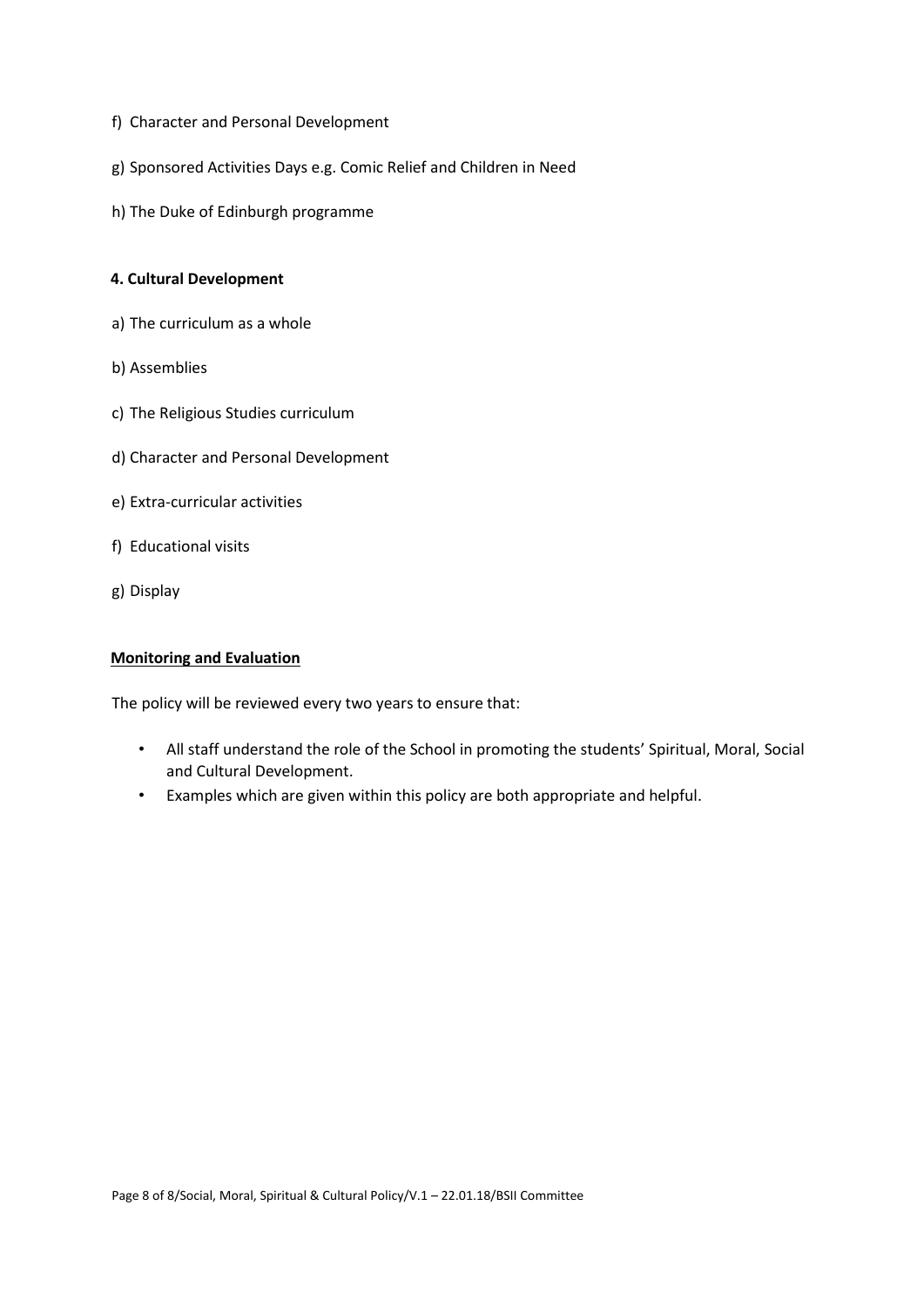f) Character and Personal Development

g) Sponsored Activities Days e.g. Comic Relief and Children in Need

h) The Duke of Edinburgh programme

**4. Cultural Development**

a) The curriculum as a whole

b) Assemblies

c) The Religious Studies curriculum

d) Character and Personal Development

e) Extra-curricular activities

f) Educational visits

g) Display

**Monitoring and Evaluation**

The policy will be reviewed every two years to ensure that:

- All staff understand the role of the School in promoting the students' Spiritual, Moral, Social and Cultural Development.
- Examples which are given within this policy are both appropriate and helpful.